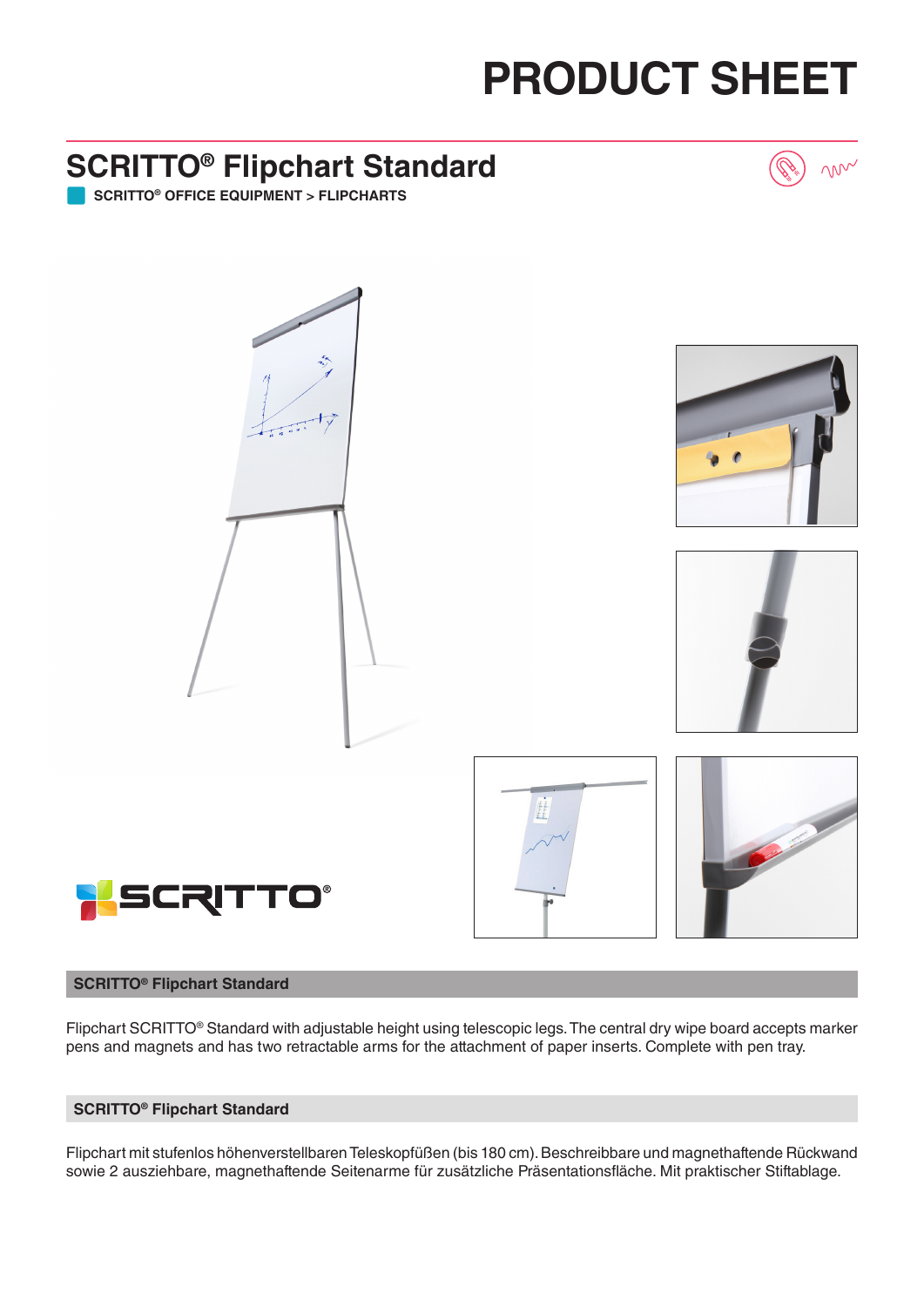# PRODUCT SHEET

## SCRITTO® Flipchart Standard

SCRITTO® OFFICE EQUIPMENT > FLIPCHARTS

### SCRITTO® Flipchart Standard

Flipchart SCRITTO® Standard with adjustable height using telescopic legs. The central dry wipe board accepts marker pens and magnets and has two retractable arms for the attachment of paper inserts. Complete with pen tray.

### SCRITTO® Flipchart Standard

Flipchart mit stufenlos höhenverstellbaren Teleskopfüßen (bis 180 cm). Beschreibbare und magnethaftende Rückwand sowie 2 ausziehbare, magnethaftende Seitenarme für zusätzliche Präsentationsfläche. Mit praktischer Stiftablage.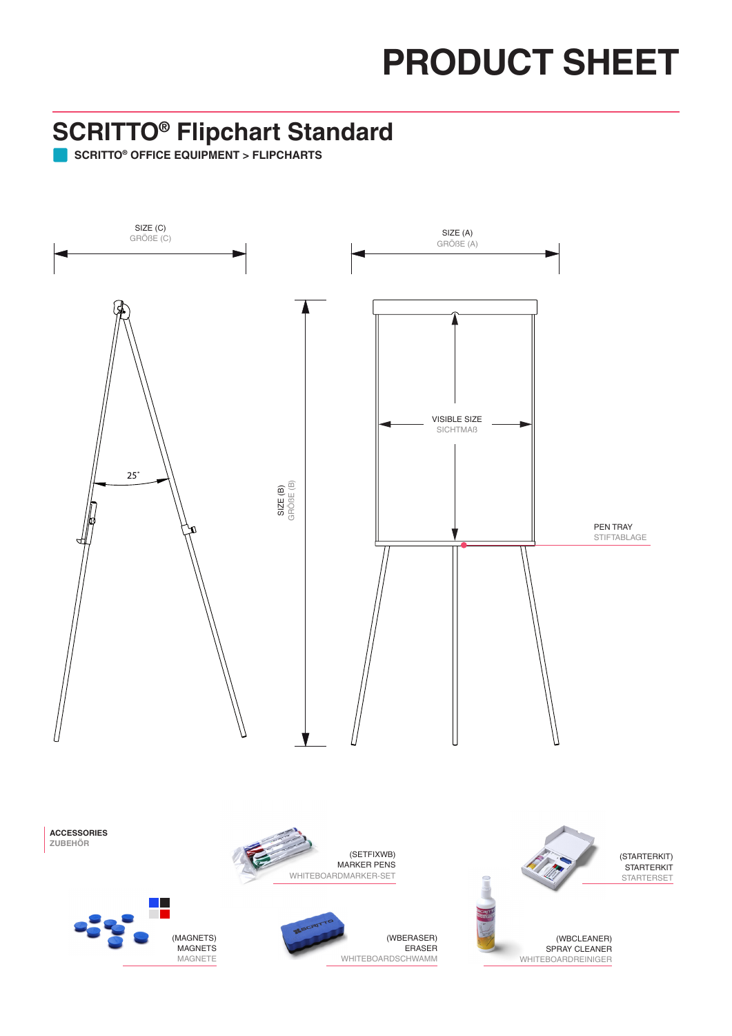# PRODUCT SHEET

## SCRITTO® Flipchart Standard

**SCRITTO® OFFICE EQUIPMENT > FLIPCHARTS**

SIZE (C)
GRÖßE (C)

SIZE (A)
GRÖßE (A)

25°

SIZE (B)
GRÖßE (B)

VISIBLE SIZE
SICHTMAß

PEN TRAY
STIFTABLAGE

**ACCESSORIES**
**ZUBEHÖR**

(SETFIXWB)
MARKER PENS
WHITEBOARDMARKER-SET

(STARTERKIT)
STARTERKIT
STARTERSET

(MAGNETS)
MAGNETS
MAGNETE

(WBERASER)
ERASER
WHITEBOARDSCHWAMM

(WBCLEANER)
SPRAY CLEANER
WHITEBOARDREINIGER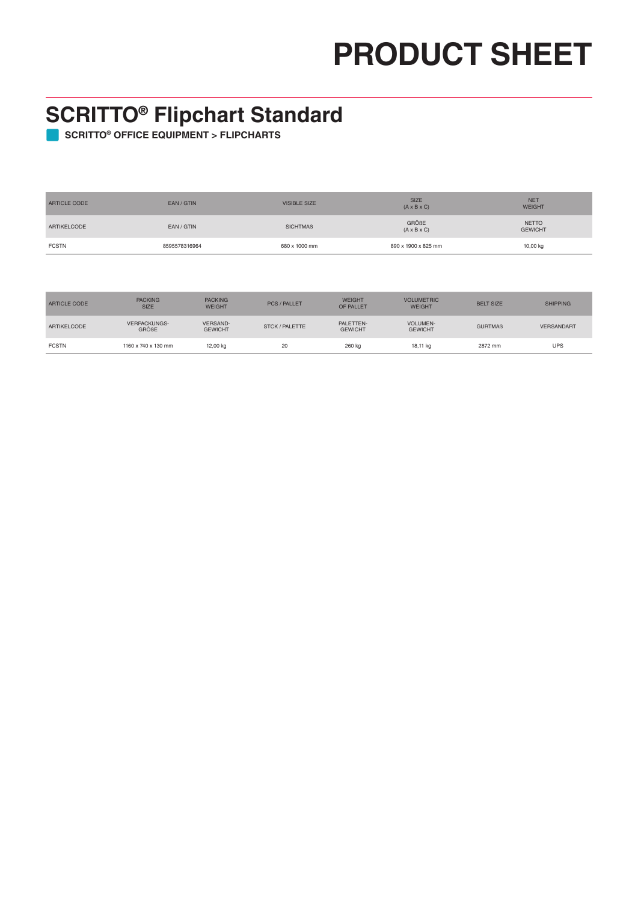# PRODUCT SHEET

## SCRITTO® Flipchart Standard

**SCRITTO® OFFICE EQUIPMENT > FLIPCHARTS**

| ARTICLE CODE | EAN / GTIN | VISIBLE SIZE | SIZE (A x B x C) | NET WEIGHT |
|---|---|---|---|---|
| ARTIKELCODE | EAN / GTIN | SICHTMAß | GRÖßE (A x B x C) | NETTO GEWICHT |
| FCSTN | 8595578316964 | 680 x 1000 mm | 890 x 1900 x 825 mm | 10,00 kg |

| ARTICLE CODE | PACKING SIZE | PACKING WEIGHT | PCS / PALLET | WEIGHT OF PALLET | VOLUMETRIC WEIGHT | BELT SIZE | SHIPPING |
|---|---|---|---|---|---|---|---|
| ARTIKELCODE | VERPACKUNGS-GRÖßE | VERSAND-GEWICHT | STCK / PALETTE | PALETTEN-GEWICHT | VOLUMEN-GEWICHT | GURTMAß | VERSANDART |
| FCSTN | 1160 x 740 x 130 mm | 12,00 kg | 20 | 260 kg | 18,11 kg | 2872 mm | UPS |